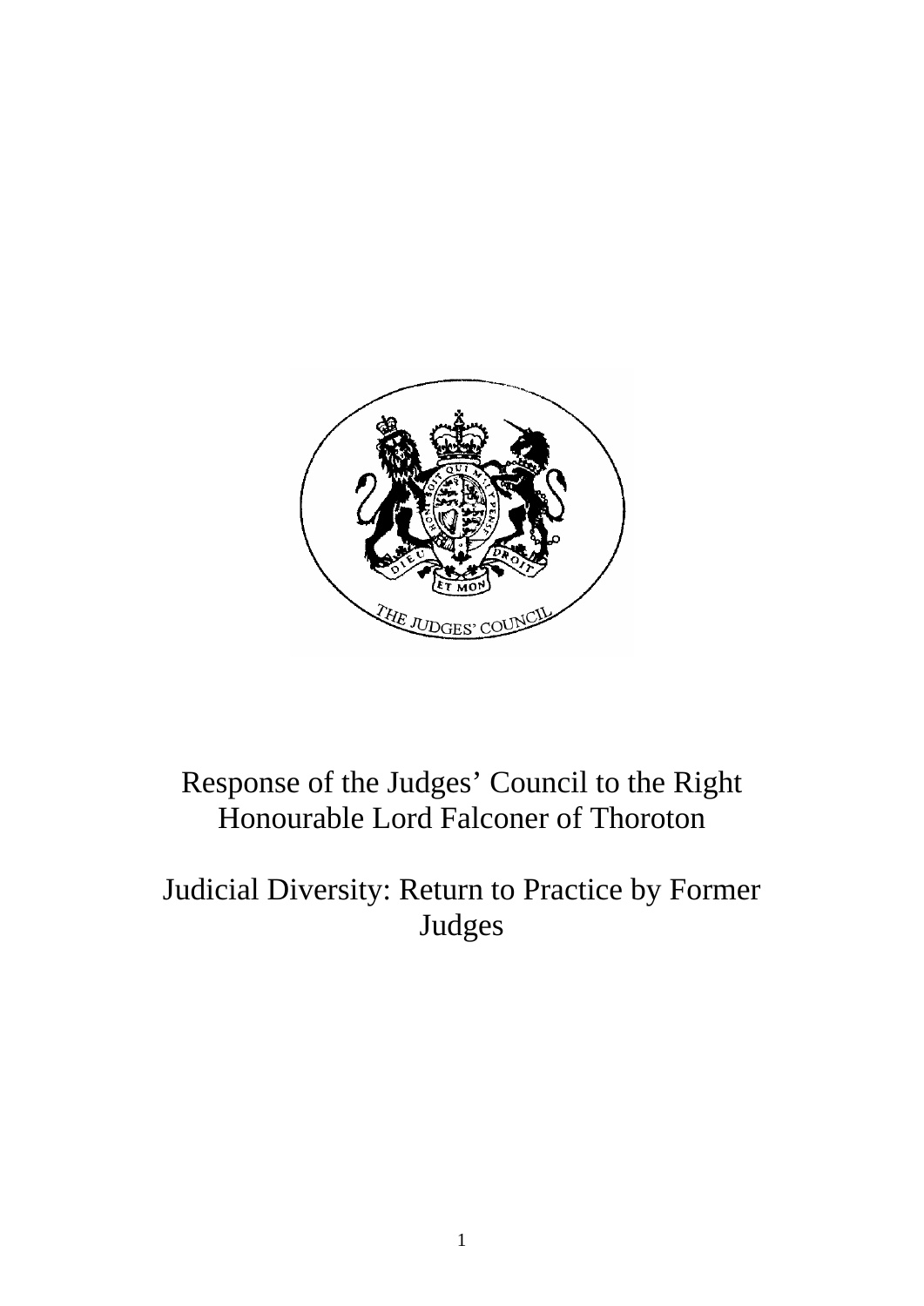# Response of the Judges' Council to the Right Honourable Lord Falconer of Thoroton

# Judicial Diversity: Return to Practice by Former Judges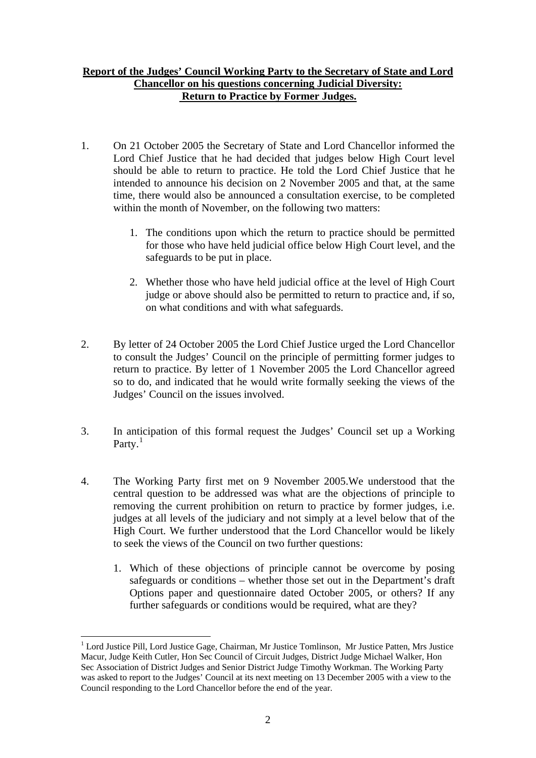**Report of the Judges' Council Working Party to the Secretary of State and Lord Chancellor on his questions concerning Judicial Diversity: Return to Practice by Former Judges.**

1. On 21 October 2005 the Secretary of State and Lord Chancellor informed the Lord Chief Justice that he had decided that judges below High Court level should be able to return to practice. He told the Lord Chief Justice that he intended to announce his decision on 2 November 2005 and that, at the same time, there would also be announced a consultation exercise, to be completed within the month of November, on the following two matters:

    1. The conditions upon which the return to practice should be permitted for those who have held judicial office below High Court level, and the safeguards to be put in place.

    2. Whether those who have held judicial office at the level of High Court judge or above should also be permitted to return to practice and, if so, on what conditions and with what safeguards.

2. By letter of 24 October 2005 the Lord Chief Justice urged the Lord Chancellor to consult the Judges' Council on the principle of permitting former judges to return to practice. By letter of 1 November 2005 the Lord Chancellor agreed so to do, and indicated that he would write formally seeking the views of the Judges' Council on the issues involved.

3. In anticipation of this formal request the Judges' Council set up a Working Party.[1]

4. The Working Party first met on 9 November 2005.We understood that the central question to be addressed was what are the objections of principle to removing the current prohibition on return to practice by former judges, i.e. judges at all levels of the judiciary and not simply at a level below that of the High Court. We further understood that the Lord Chancellor would be likely to seek the views of the Council on two further questions:

    1. Which of these objections of principle cannot be overcome by posing safeguards or conditions – whether those set out in the Department's draft Options paper and questionnaire dated October 2005, or others? If any further safeguards or conditions would be required, what are they?

---

[1] Lord Justice Pill, Lord Justice Gage, Chairman, Mr Justice Tomlinson, Mr Justice Patten, Mrs Justice Macur, Judge Keith Cutler, Hon Sec Council of Circuit Judges, District Judge Michael Walker, Hon Sec Association of District Judges and Senior District Judge Timothy Workman. The Working Party was asked to report to the Judges' Council at its next meeting on 13 December 2005 with a view to the Council responding to the Lord Chancellor before the end of the year.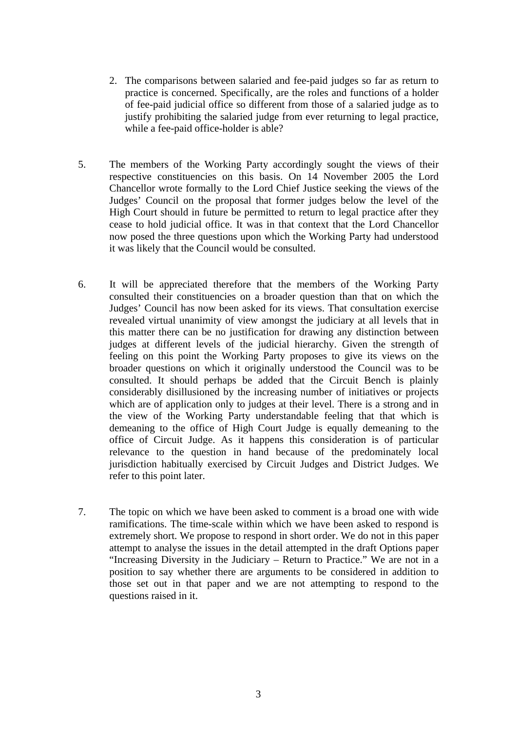2. The comparisons between salaried and fee-paid judges so far as return to practice is concerned. Specifically, are the roles and functions of a holder of fee-paid judicial office so different from those of a salaried judge as to justify prohibiting the salaried judge from ever returning to legal practice, while a fee-paid office-holder is able?

5. The members of the Working Party accordingly sought the views of their respective constituencies on this basis. On 14 November 2005 the Lord Chancellor wrote formally to the Lord Chief Justice seeking the views of the Judges' Council on the proposal that former judges below the level of the High Court should in future be permitted to return to legal practice after they cease to hold judicial office. It was in that context that the Lord Chancellor now posed the three questions upon which the Working Party had understood it was likely that the Council would be consulted.

6. It will be appreciated therefore that the members of the Working Party consulted their constituencies on a broader question than that on which the Judges' Council has now been asked for its views. That consultation exercise revealed virtual unanimity of view amongst the judiciary at all levels that in this matter there can be no justification for drawing any distinction between judges at different levels of the judicial hierarchy. Given the strength of feeling on this point the Working Party proposes to give its views on the broader questions on which it originally understood the Council was to be consulted. It should perhaps be added that the Circuit Bench is plainly considerably disillusioned by the increasing number of initiatives or projects which are of application only to judges at their level. There is a strong and in the view of the Working Party understandable feeling that that which is demeaning to the office of High Court Judge is equally demeaning to the office of Circuit Judge. As it happens this consideration is of particular relevance to the question in hand because of the predominately local jurisdiction habitually exercised by Circuit Judges and District Judges. We refer to this point later.

7. The topic on which we have been asked to comment is a broad one with wide ramifications. The time-scale within which we have been asked to respond is extremely short. We propose to respond in short order. We do not in this paper attempt to analyse the issues in the detail attempted in the draft Options paper "Increasing Diversity in the Judiciary – Return to Practice." We are not in a position to say whether there are arguments to be considered in addition to those set out in that paper and we are not attempting to respond to the questions raised in it.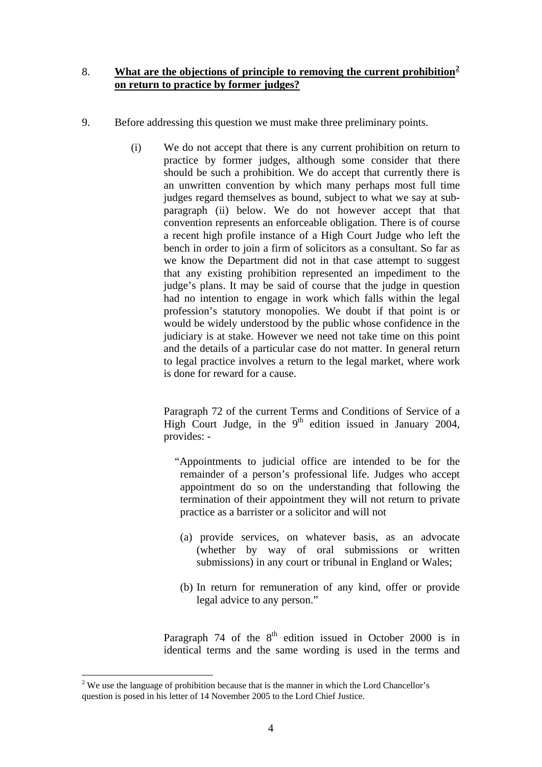8. **What are the objections of principle to removing the current prohibition[2] on return to practice by former judges?**

9. Before addressing this question we must make three preliminary points.

   (i) We do not accept that there is any current prohibition on return to practice by former judges, although some consider that there should be such a prohibition. We do accept that currently there is an unwritten convention by which many perhaps most full time judges regard themselves as bound, subject to what we say at sub-paragraph (ii) below. We do not however accept that that convention represents an enforceable obligation. There is of course a recent high profile instance of a High Court Judge who left the bench in order to join a firm of solicitors as a consultant. So far as we know the Department did not in that case attempt to suggest that any existing prohibition represented an impediment to the judge's plans. It may be said of course that the judge in question had no intention to engage in work which falls within the legal profession's statutory monopolies. We doubt if that point is or would be widely understood by the public whose confidence in the judiciary is at stake. However we need not take time on this point and the details of a particular case do not matter. In general return to legal practice involves a return to the legal market, where work is done for reward for a cause.

   Paragraph 72 of the current Terms and Conditions of Service of a High Court Judge, in the 9th edition issued in January 2004, provides: -

   > "Appointments to judicial office are intended to be for the remainder of a person's professional life. Judges who accept appointment do so on the understanding that following the termination of their appointment they will not return to private practice as a barrister or a solicitor and will not
   >
   > (a) provide services, on whatever basis, as an advocate (whether by way of oral submissions or written submissions) in any court or tribunal in England or Wales;
   >
   > (b) In return for remuneration of any kind, offer or provide legal advice to any person."

   Paragraph 74 of the 8th edition issued in October 2000 is in identical terms and the same wording is used in the terms and

---

[2] We use the language of prohibition because that is the manner in which the Lord Chancellor's question is posed in his letter of 14 November 2005 to the Lord Chief Justice.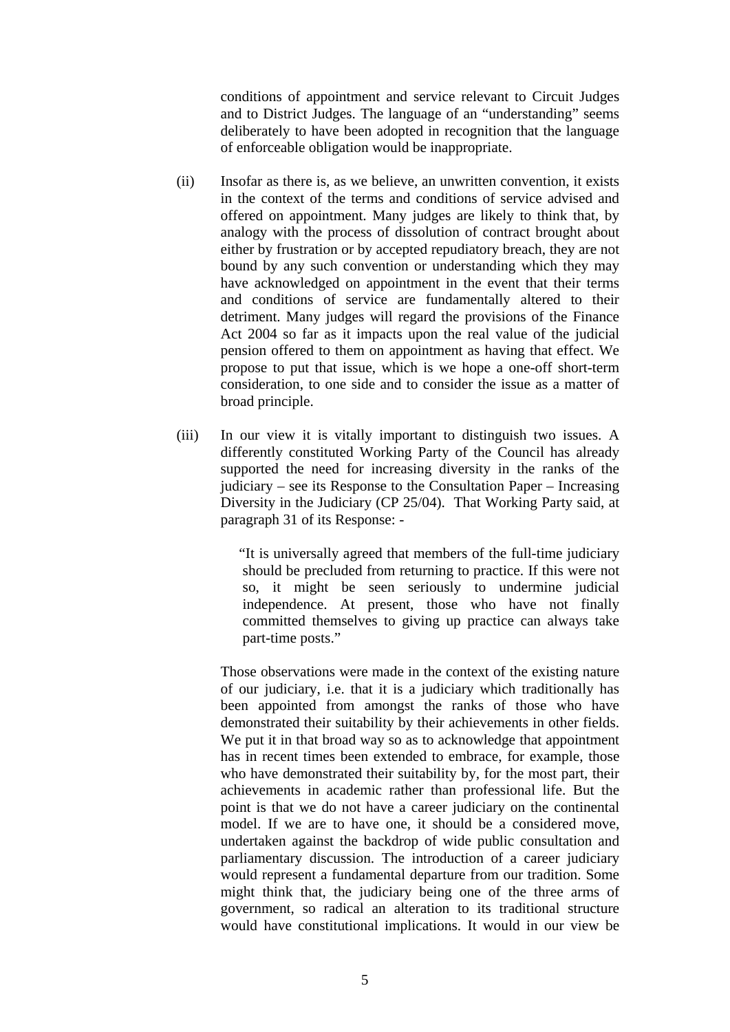conditions of appointment and service relevant to Circuit Judges and to District Judges. The language of an "understanding" seems deliberately to have been adopted in recognition that the language of enforceable obligation would be inappropriate.

(ii) Insofar as there is, as we believe, an unwritten convention, it exists in the context of the terms and conditions of service advised and offered on appointment. Many judges are likely to think that, by analogy with the process of dissolution of contract brought about either by frustration or by accepted repudiatory breach, they are not bound by any such convention or understanding which they may have acknowledged on appointment in the event that their terms and conditions of service are fundamentally altered to their detriment. Many judges will regard the provisions of the Finance Act 2004 so far as it impacts upon the real value of the judicial pension offered to them on appointment as having that effect. We propose to put that issue, which is we hope a one-off short-term consideration, to one side and to consider the issue as a matter of broad principle.

(iii) In our view it is vitally important to distinguish two issues. A differently constituted Working Party of the Council has already supported the need for increasing diversity in the ranks of the judiciary – see its Response to the Consultation Paper – Increasing Diversity in the Judiciary (CP 25/04). That Working Party said, at paragraph 31 of its Response: -

> "It is universally agreed that members of the full-time judiciary should be precluded from returning to practice. If this were not so, it might be seen seriously to undermine judicial independence. At present, those who have not finally committed themselves to giving up practice can always take part-time posts."

Those observations were made in the context of the existing nature of our judiciary, i.e. that it is a judiciary which traditionally has been appointed from amongst the ranks of those who have demonstrated their suitability by their achievements in other fields. We put it in that broad way so as to acknowledge that appointment has in recent times been extended to embrace, for example, those who have demonstrated their suitability by, for the most part, their achievements in academic rather than professional life. But the point is that we do not have a career judiciary on the continental model. If we are to have one, it should be a considered move, undertaken against the backdrop of wide public consultation and parliamentary discussion. The introduction of a career judiciary would represent a fundamental departure from our tradition. Some might think that, the judiciary being one of the three arms of government, so radical an alteration to its traditional structure would have constitutional implications. It would in our view be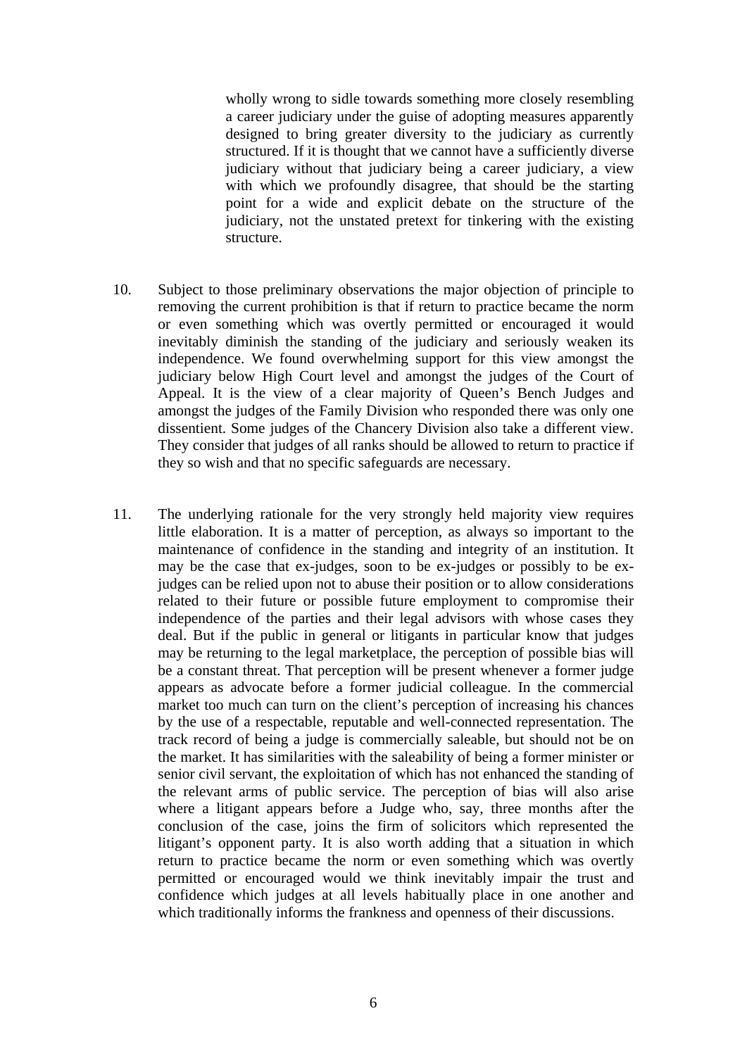wholly wrong to sidle towards something more closely resembling a career judiciary under the guise of adopting measures apparently designed to bring greater diversity to the judiciary as currently structured. If it is thought that we cannot have a sufficiently diverse judiciary without that judiciary being a career judiciary, a view with which we profoundly disagree, that should be the starting point for a wide and explicit debate on the structure of the judiciary, not the unstated pretext for tinkering with the existing structure.

10. Subject to those preliminary observations the major objection of principle to removing the current prohibition is that if return to practice became the norm or even something which was overtly permitted or encouraged it would inevitably diminish the standing of the judiciary and seriously weaken its independence. We found overwhelming support for this view amongst the judiciary below High Court level and amongst the judges of the Court of Appeal. It is the view of a clear majority of Queen's Bench Judges and amongst the judges of the Family Division who responded there was only one dissentient. Some judges of the Chancery Division also take a different view. They consider that judges of all ranks should be allowed to return to practice if they so wish and that no specific safeguards are necessary.

11. The underlying rationale for the very strongly held majority view requires little elaboration. It is a matter of perception, as always so important to the maintenance of confidence in the standing and integrity of an institution. It may be the case that ex-judges, soon to be ex-judges or possibly to be ex-judges can be relied upon not to abuse their position or to allow considerations related to their future or possible future employment to compromise their independence of the parties and their legal advisors with whose cases they deal. But if the public in general or litigants in particular know that judges may be returning to the legal marketplace, the perception of possible bias will be a constant threat. That perception will be present whenever a former judge appears as advocate before a former judicial colleague. In the commercial market too much can turn on the client's perception of increasing his chances by the use of a respectable, reputable and well-connected representation. The track record of being a judge is commercially saleable, but should not be on the market. It has similarities with the saleability of being a former minister or senior civil servant, the exploitation of which has not enhanced the standing of the relevant arms of public service. The perception of bias will also arise where a litigant appears before a Judge who, say, three months after the conclusion of the case, joins the firm of solicitors which represented the litigant's opponent party. It is also worth adding that a situation in which return to practice became the norm or even something which was overtly permitted or encouraged would we think inevitably impair the trust and confidence which judges at all levels habitually place in one another and which traditionally informs the frankness and openness of their discussions.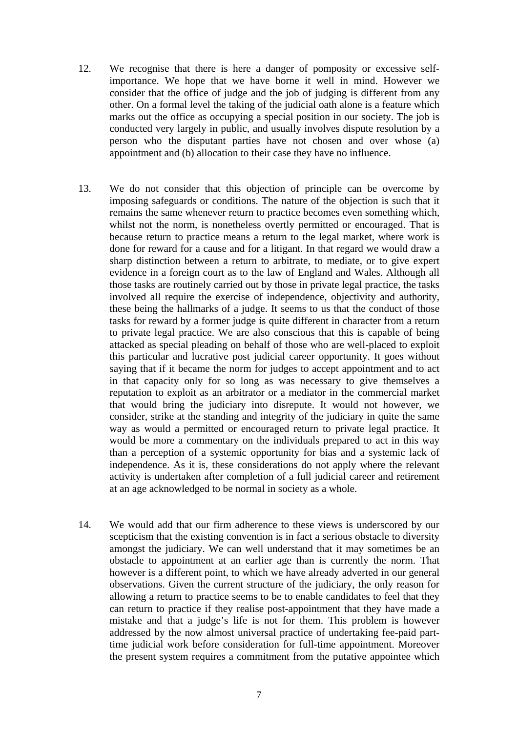12. We recognise that there is here a danger of pomposity or excessive self-importance. We hope that we have borne it well in mind. However we consider that the office of judge and the job of judging is different from any other. On a formal level the taking of the judicial oath alone is a feature which marks out the office as occupying a special position in our society. The job is conducted very largely in public, and usually involves dispute resolution by a person who the disputant parties have not chosen and over whose (a) appointment and (b) allocation to their case they have no influence.

13. We do not consider that this objection of principle can be overcome by imposing safeguards or conditions. The nature of the objection is such that it remains the same whenever return to practice becomes even something which, whilst not the norm, is nonetheless overtly permitted or encouraged. That is because return to practice means a return to the legal market, where work is done for reward for a cause and for a litigant. In that regard we would draw a sharp distinction between a return to arbitrate, to mediate, or to give expert evidence in a foreign court as to the law of England and Wales. Although all those tasks are routinely carried out by those in private legal practice, the tasks involved all require the exercise of independence, objectivity and authority, these being the hallmarks of a judge. It seems to us that the conduct of those tasks for reward by a former judge is quite different in character from a return to private legal practice. We are also conscious that this is capable of being attacked as special pleading on behalf of those who are well-placed to exploit this particular and lucrative post judicial career opportunity. It goes without saying that if it became the norm for judges to accept appointment and to act in that capacity only for so long as was necessary to give themselves a reputation to exploit as an arbitrator or a mediator in the commercial market that would bring the judiciary into disrepute. It would not however, we consider, strike at the standing and integrity of the judiciary in quite the same way as would a permitted or encouraged return to private legal practice. It would be more a commentary on the individuals prepared to act in this way than a perception of a systemic opportunity for bias and a systemic lack of independence. As it is, these considerations do not apply where the relevant activity is undertaken after completion of a full judicial career and retirement at an age acknowledged to be normal in society as a whole.

14. We would add that our firm adherence to these views is underscored by our scepticism that the existing convention is in fact a serious obstacle to diversity amongst the judiciary. We can well understand that it may sometimes be an obstacle to appointment at an earlier age than is currently the norm. That however is a different point, to which we have already adverted in our general observations. Given the current structure of the judiciary, the only reason for allowing a return to practice seems to be to enable candidates to feel that they can return to practice if they realise post-appointment that they have made a mistake and that a judge's life is not for them. This problem is however addressed by the now almost universal practice of undertaking fee-paid part-time judicial work before consideration for full-time appointment. Moreover the present system requires a commitment from the putative appointee which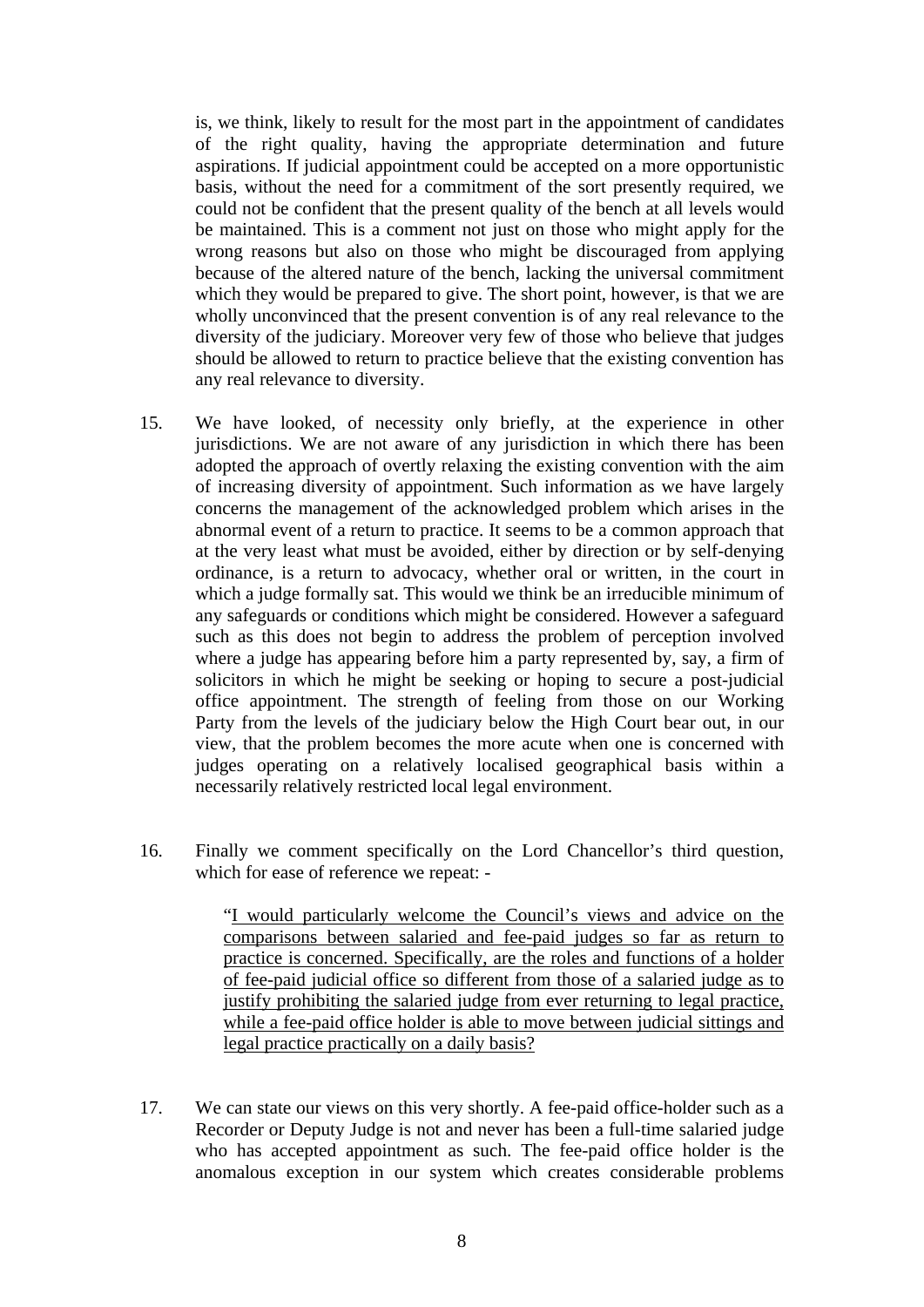is, we think, likely to result for the most part in the appointment of candidates of the right quality, having the appropriate determination and future aspirations. If judicial appointment could be accepted on a more opportunistic basis, without the need for a commitment of the sort presently required, we could not be confident that the present quality of the bench at all levels would be maintained. This is a comment not just on those who might apply for the wrong reasons but also on those who might be discouraged from applying because of the altered nature of the bench, lacking the universal commitment which they would be prepared to give. The short point, however, is that we are wholly unconvinced that the present convention is of any real relevance to the diversity of the judiciary. Moreover very few of those who believe that judges should be allowed to return to practice believe that the existing convention has any real relevance to diversity.

15. We have looked, of necessity only briefly, at the experience in other jurisdictions. We are not aware of any jurisdiction in which there has been adopted the approach of overtly relaxing the existing convention with the aim of increasing diversity of appointment. Such information as we have largely concerns the management of the acknowledged problem which arises in the abnormal event of a return to practice. It seems to be a common approach that at the very least what must be avoided, either by direction or by self-denying ordinance, is a return to advocacy, whether oral or written, in the court in which a judge formally sat. This would we think be an irreducible minimum of any safeguards or conditions which might be considered. However a safeguard such as this does not begin to address the problem of perception involved where a judge has appearing before him a party represented by, say, a firm of solicitors in which he might be seeking or hoping to secure a post-judicial office appointment. The strength of feeling from those on our Working Party from the levels of the judiciary below the High Court bear out, in our view, that the problem becomes the more acute when one is concerned with judges operating on a relatively localised geographical basis within a necessarily relatively restricted local legal environment.

16. Finally we comment specifically on the Lord Chancellor's third question, which for ease of reference we repeat: -

> "I would particularly welcome the Council's views and advice on the comparisons between salaried and fee-paid judges so far as return to practice is concerned. Specifically, are the roles and functions of a holder of fee-paid judicial office so different from those of a salaried judge as to justify prohibiting the salaried judge from ever returning to legal practice, while a fee-paid office holder is able to move between judicial sittings and legal practice practically on a daily basis?

17. We can state our views on this very shortly. A fee-paid office-holder such as a Recorder or Deputy Judge is not and never has been a full-time salaried judge who has accepted appointment as such. The fee-paid office holder is the anomalous exception in our system which creates considerable problems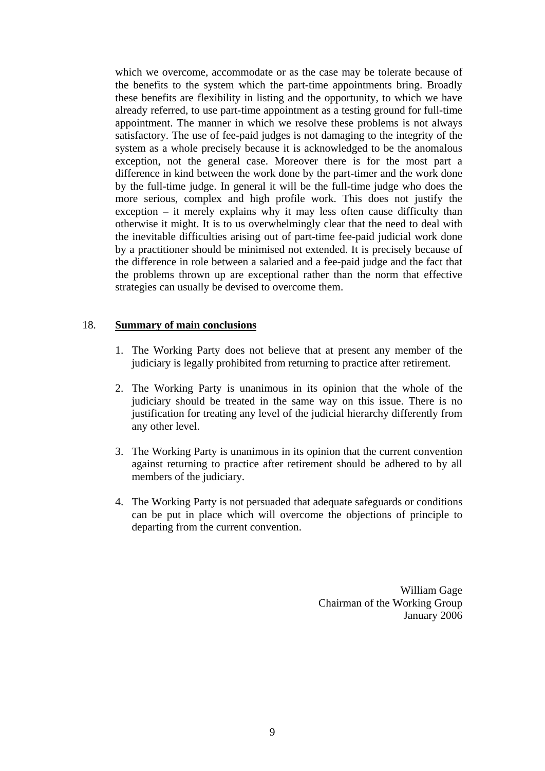which we overcome, accommodate or as the case may be tolerate because of the benefits to the system which the part-time appointments bring. Broadly these benefits are flexibility in listing and the opportunity, to which we have already referred, to use part-time appointment as a testing ground for full-time appointment. The manner in which we resolve these problems is not always satisfactory. The use of fee-paid judges is not damaging to the integrity of the system as a whole precisely because it is acknowledged to be the anomalous exception, not the general case. Moreover there is for the most part a difference in kind between the work done by the part-timer and the work done by the full-time judge. In general it will be the full-time judge who does the more serious, complex and high profile work. This does not justify the exception – it merely explains why it may less often cause difficulty than otherwise it might. It is to us overwhelmingly clear that the need to deal with the inevitable difficulties arising out of part-time fee-paid judicial work done by a practitioner should be minimised not extended. It is precisely because of the difference in role between a salaried and a fee-paid judge and the fact that the problems thrown up are exceptional rather than the norm that effective strategies can usually be devised to overcome them.

18. **Summary of main conclusions**

1. The Working Party does not believe that at present any member of the judiciary is legally prohibited from returning to practice after retirement.

2. The Working Party is unanimous in its opinion that the whole of the judiciary should be treated in the same way on this issue. There is no justification for treating any level of the judicial hierarchy differently from any other level.

3. The Working Party is unanimous in its opinion that the current convention against returning to practice after retirement should be adhered to by all members of the judiciary.

4. The Working Party is not persuaded that adequate safeguards or conditions can be put in place which will overcome the objections of principle to departing from the current convention.

William Gage
Chairman of the Working Group
January 2006